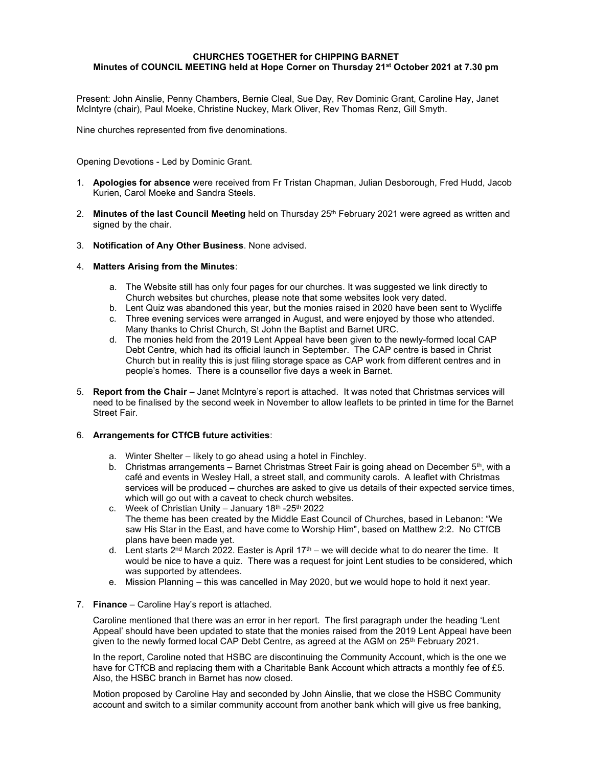**CHURCHES TOGETHER for CHIPPING BARNET**
**Minutes of COUNCIL MEETING held at Hope Corner on Thursday 21st October 2021 at 7.30 pm**

Present: John Ainslie, Penny Chambers, Bernie Cleal, Sue Day, Rev Dominic Grant, Caroline Hay, Janet McIntyre (chair), Paul Moeke, Christine Nuckey, Mark Oliver, Rev Thomas Renz, Gill Smyth.

Nine churches represented from five denominations.

Opening Devotions - Led by Dominic Grant.

1. **Apologies for absence** were received from Fr Tristan Chapman, Julian Desborough, Fred Hudd, Jacob Kurien, Carol Moeke and Sandra Steels.
2. **Minutes of the last Council Meeting** held on Thursday 25th February 2021 were agreed as written and signed by the chair.
3. **Notification of Any Other Business**. None advised.
4. **Matters Arising from the Minutes**:
   a. The Website still has only four pages for our churches. It was suggested we link directly to Church websites but churches, please note that some websites look very dated.
   b. Lent Quiz was abandoned this year, but the monies raised in 2020 have been sent to Wycliffe
   c. Three evening services were arranged in August, and were enjoyed by those who attended. Many thanks to Christ Church, St John the Baptist and Barnet URC.
   d. The monies held from the 2019 Lent Appeal have been given to the newly-formed local CAP Debt Centre, which had its official launch in September. The CAP centre is based in Christ Church but in reality this is just filing storage space as CAP work from different centres and in people's homes. There is a counsellor five days a week in Barnet.
5. **Report from the Chair** – Janet McIntyre's report is attached. It was noted that Christmas services will need to be finalised by the second week in November to allow leaflets to be printed in time for the Barnet Street Fair.
6. **Arrangements for CTfCB future activities**:
   a. Winter Shelter – likely to go ahead using a hotel in Finchley.
   b. Christmas arrangements – Barnet Christmas Street Fair is going ahead on December 5th, with a café and events in Wesley Hall, a street stall, and community carols. A leaflet with Christmas services will be produced – churches are asked to give us details of their expected service times, which will go out with a caveat to check church websites.
   c. Week of Christian Unity – January 18th -25th 2022
      The theme has been created by the Middle East Council of Churches, based in Lebanon: "We saw His Star in the East, and have come to Worship Him", based on Matthew 2:2. No CTfCB plans have been made yet.
   d. Lent starts 2nd March 2022. Easter is April 17th – we will decide what to do nearer the time. It would be nice to have a quiz. There was a request for joint Lent studies to be considered, which was supported by attendees.
   e. Mission Planning – this was cancelled in May 2020, but we would hope to hold it next year.
7. **Finance** – Caroline Hay's report is attached.

   Caroline mentioned that there was an error in her report. The first paragraph under the heading 'Lent Appeal' should have been updated to state that the monies raised from the 2019 Lent Appeal have been given to the newly formed local CAP Debt Centre, as agreed at the AGM on 25th February 2021.

   In the report, Caroline noted that HSBC are discontinuing the Community Account, which is the one we have for CTfCB and replacing them with a Charitable Bank Account which attracts a monthly fee of £5. Also, the HSBC branch in Barnet has now closed.

   Motion proposed by Caroline Hay and seconded by John Ainslie, that we close the HSBC Community account and switch to a similar community account from another bank which will give us free banking,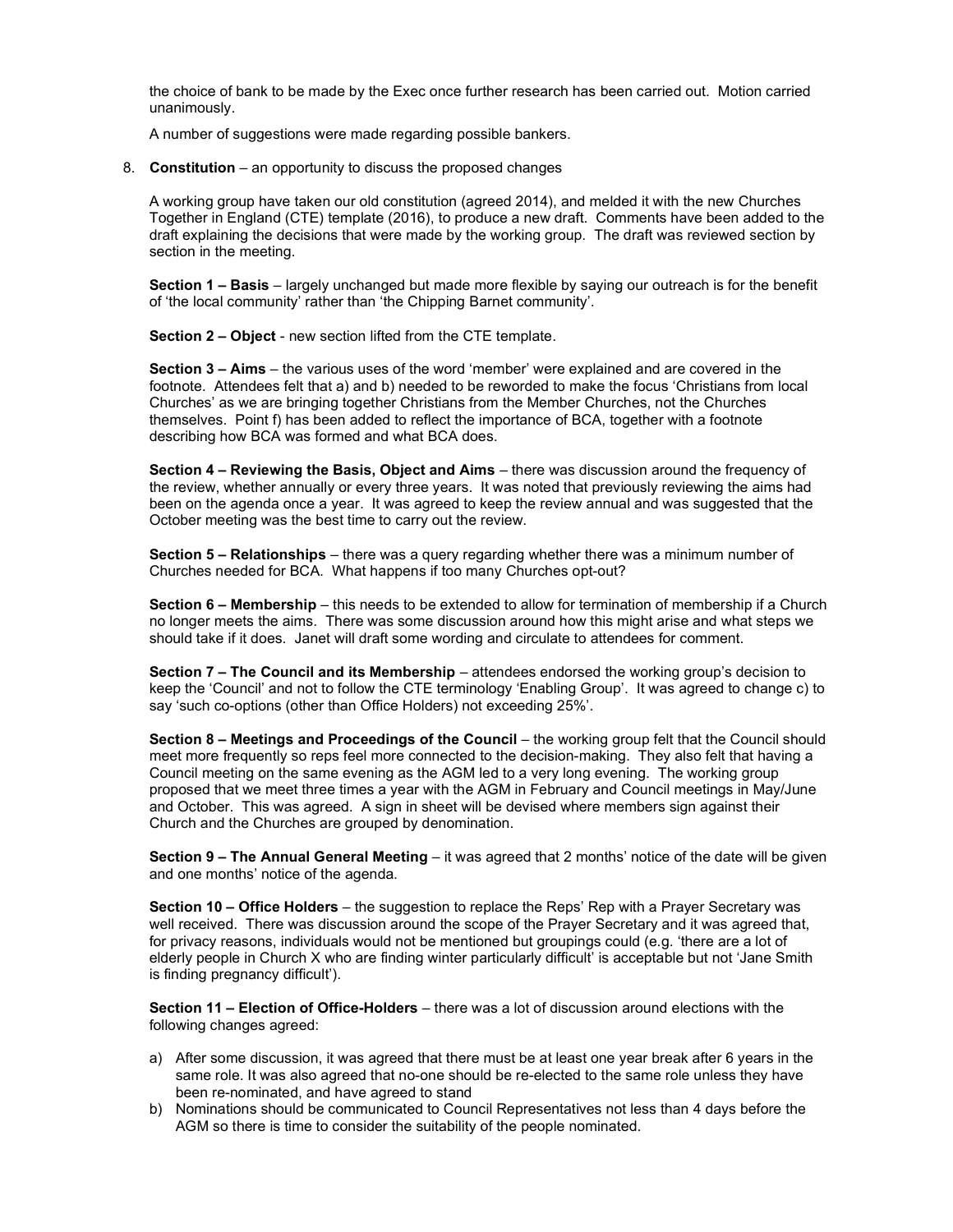the choice of bank to be made by the Exec once further research has been carried out. Motion carried unanimously.

A number of suggestions were made regarding possible bankers.

8. **Constitution** – an opportunity to discuss the proposed changes

   A working group have taken our old constitution (agreed 2014), and melded it with the new Churches Together in England (CTE) template (2016), to produce a new draft. Comments have been added to the draft explaining the decisions that were made by the working group. The draft was reviewed section by section in the meeting.

   **Section 1 – Basis** – largely unchanged but made more flexible by saying our outreach is for the benefit of 'the local community' rather than 'the Chipping Barnet community'.

   **Section 2 – Object** - new section lifted from the CTE template.

   **Section 3 – Aims** – the various uses of the word 'member' were explained and are covered in the footnote. Attendees felt that a) and b) needed to be reworded to make the focus 'Christians from local Churches' as we are bringing together Christians from the Member Churches, not the Churches themselves. Point f) has been added to reflect the importance of BCA, together with a footnote describing how BCA was formed and what BCA does.

   **Section 4 – Reviewing the Basis, Object and Aims** – there was discussion around the frequency of the review, whether annually or every three years. It was noted that previously reviewing the aims had been on the agenda once a year. It was agreed to keep the review annual and was suggested that the October meeting was the best time to carry out the review.

   **Section 5 – Relationships** – there was a query regarding whether there was a minimum number of Churches needed for BCA. What happens if too many Churches opt-out?

   **Section 6 – Membership** – this needs to be extended to allow for termination of membership if a Church no longer meets the aims. There was some discussion around how this might arise and what steps we should take if it does. Janet will draft some wording and circulate to attendees for comment.

   **Section 7 – The Council and its Membership** – attendees endorsed the working group's decision to keep the 'Council' and not to follow the CTE terminology 'Enabling Group'. It was agreed to change c) to say 'such co-options (other than Office Holders) not exceeding 25%'.

   **Section 8 – Meetings and Proceedings of the Council** – the working group felt that the Council should meet more frequently so reps feel more connected to the decision-making. They also felt that having a Council meeting on the same evening as the AGM led to a very long evening. The working group proposed that we meet three times a year with the AGM in February and Council meetings in May/June and October. This was agreed. A sign in sheet will be devised where members sign against their Church and the Churches are grouped by denomination.

   **Section 9 – The Annual General Meeting** – it was agreed that 2 months' notice of the date will be given and one months' notice of the agenda.

   **Section 10 – Office Holders** – the suggestion to replace the Reps' Rep with a Prayer Secretary was well received. There was discussion around the scope of the Prayer Secretary and it was agreed that, for privacy reasons, individuals would not be mentioned but groupings could (e.g. 'there are a lot of elderly people in Church X who are finding winter particularly difficult' is acceptable but not 'Jane Smith is finding pregnancy difficult').

   **Section 11 – Election of Office-Holders** – there was a lot of discussion around elections with the following changes agreed:

   a) After some discussion, it was agreed that there must be at least one year break after 6 years in the same role. It was also agreed that no-one should be re-elected to the same role unless they have been re-nominated, and have agreed to stand
   b) Nominations should be communicated to Council Representatives not less than 4 days before the AGM so there is time to consider the suitability of the people nominated.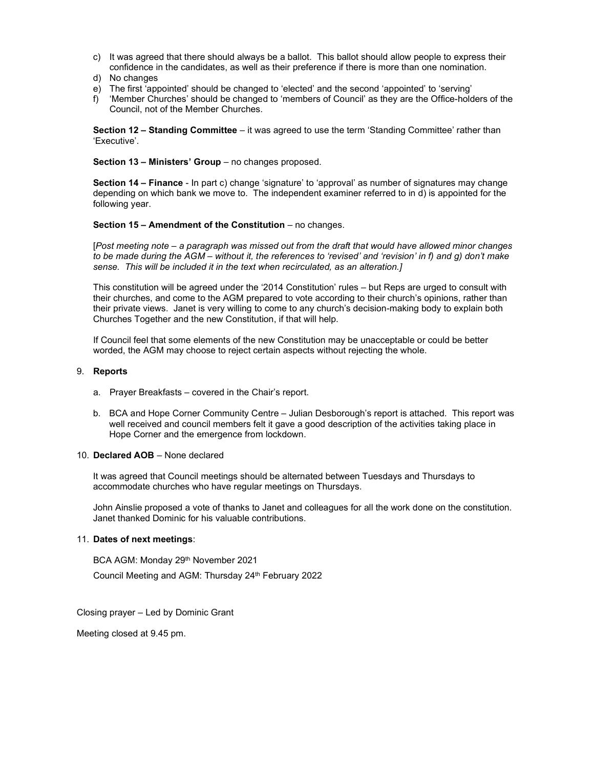c) It was agreed that there should always be a ballot. This ballot should allow people to express their confidence in the candidates, as well as their preference if there is more than one nomination.
d) No changes
e) The first 'appointed' should be changed to 'elected' and the second 'appointed' to 'serving'
f) 'Member Churches' should be changed to 'members of Council' as they are the Office-holders of the Council, not of the Member Churches.

**Section 12 – Standing Committee** – it was agreed to use the term 'Standing Committee' rather than 'Executive'.

**Section 13 – Ministers' Group** – no changes proposed.

**Section 14 – Finance** - In part c) change 'signature' to 'approval' as number of signatures may change depending on which bank we move to. The independent examiner referred to in d) is appointed for the following year.

**Section 15 – Amendment of the Constitution** – no changes.

[*Post meeting note – a paragraph was missed out from the draft that would have allowed minor changes to be made during the AGM – without it, the references to 'revised' and 'revision' in f) and g) don't make sense. This will be included it in the text when recirculated, as an alteration.]*

This constitution will be agreed under the '2014 Constitution' rules – but Reps are urged to consult with their churches, and come to the AGM prepared to vote according to their church's opinions, rather than their private views. Janet is very willing to come to any church's decision-making body to explain both Churches Together and the new Constitution, if that will help.

If Council feel that some elements of the new Constitution may be unacceptable or could be better worded, the AGM may choose to reject certain aspects without rejecting the whole.

9. **Reports**

    a. Prayer Breakfasts – covered in the Chair's report.

    b. BCA and Hope Corner Community Centre – Julian Desborough's report is attached. This report was well received and council members felt it gave a good description of the activities taking place in Hope Corner and the emergence from lockdown.

10. **Declared AOB** – None declared

    It was agreed that Council meetings should be alternated between Tuesdays and Thursdays to accommodate churches who have regular meetings on Thursdays.

    John Ainslie proposed a vote of thanks to Janet and colleagues for all the work done on the constitution. Janet thanked Dominic for his valuable contributions.

11. **Dates of next meetings**:

    BCA AGM: Monday 29th November 2021

    Council Meeting and AGM: Thursday 24th February 2022

Closing prayer – Led by Dominic Grant

Meeting closed at 9.45 pm.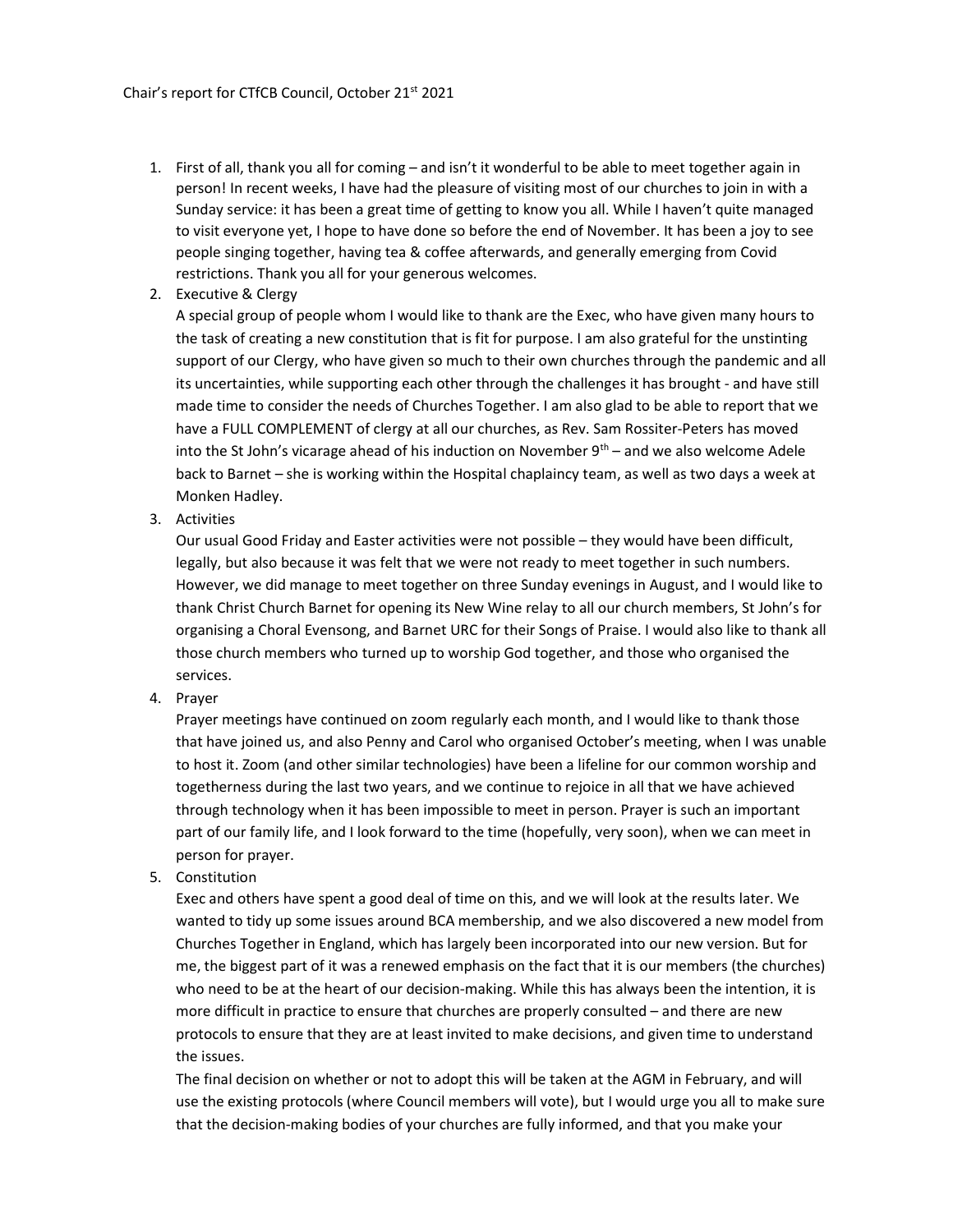Chair's report for CTfCB Council, October 21st 2021

1. First of all, thank you all for coming – and isn't it wonderful to be able to meet together again in person! In recent weeks, I have had the pleasure of visiting most of our churches to join in with a Sunday service: it has been a great time of getting to know you all. While I haven't quite managed to visit everyone yet, I hope to have done so before the end of November. It has been a joy to see people singing together, having tea & coffee afterwards, and generally emerging from Covid restrictions. Thank you all for your generous welcomes.
2. Executive & Clergy
   A special group of people whom I would like to thank are the Exec, who have given many hours to the task of creating a new constitution that is fit for purpose. I am also grateful for the unstinting support of our Clergy, who have given so much to their own churches through the pandemic and all its uncertainties, while supporting each other through the challenges it has brought - and have still made time to consider the needs of Churches Together. I am also glad to be able to report that we have a FULL COMPLEMENT of clergy at all our churches, as Rev. Sam Rossiter-Peters has moved into the St John's vicarage ahead of his induction on November 9th – and we also welcome Adele back to Barnet – she is working within the Hospital chaplaincy team, as well as two days a week at Monken Hadley.
3. Activities
   Our usual Good Friday and Easter activities were not possible – they would have been difficult, legally, but also because it was felt that we were not ready to meet together in such numbers. However, we did manage to meet together on three Sunday evenings in August, and I would like to thank Christ Church Barnet for opening its New Wine relay to all our church members, St John's for organising a Choral Evensong, and Barnet URC for their Songs of Praise. I would also like to thank all those church members who turned up to worship God together, and those who organised the services.
4. Prayer
   Prayer meetings have continued on zoom regularly each month, and I would like to thank those that have joined us, and also Penny and Carol who organised October's meeting, when I was unable to host it. Zoom (and other similar technologies) have been a lifeline for our common worship and togetherness during the last two years, and we continue to rejoice in all that we have achieved through technology when it has been impossible to meet in person. Prayer is such an important part of our family life, and I look forward to the time (hopefully, very soon), when we can meet in person for prayer.
5. Constitution
   Exec and others have spent a good deal of time on this, and we will look at the results later. We wanted to tidy up some issues around BCA membership, and we also discovered a new model from Churches Together in England, which has largely been incorporated into our new version. But for me, the biggest part of it was a renewed emphasis on the fact that it is our members (the churches) who need to be at the heart of our decision-making. While this has always been the intention, it is more difficult in practice to ensure that churches are properly consulted – and there are new protocols to ensure that they are at least invited to make decisions, and given time to understand the issues.
   The final decision on whether or not to adopt this will be taken at the AGM in February, and will use the existing protocols (where Council members will vote), but I would urge you all to make sure that the decision-making bodies of your churches are fully informed, and that you make your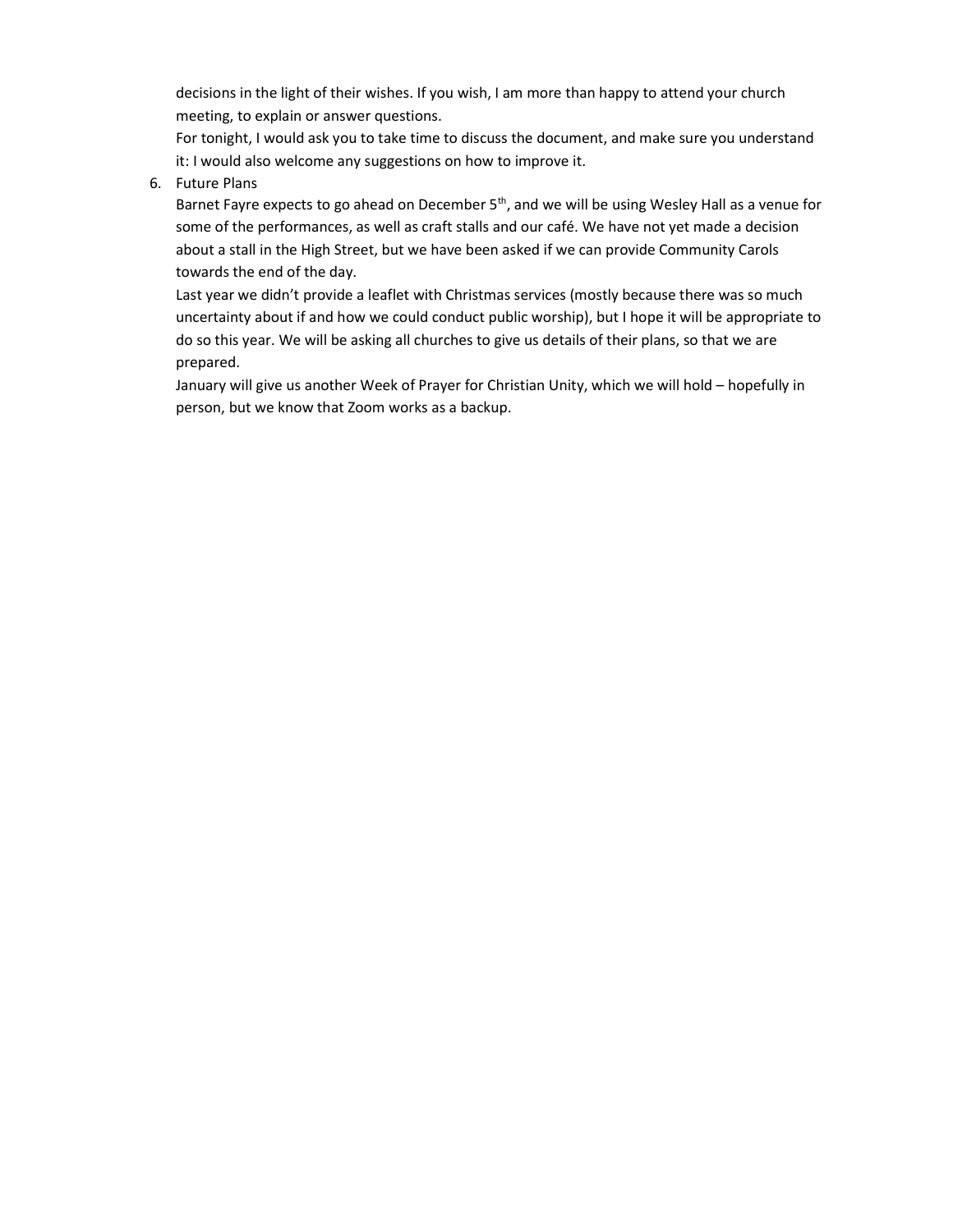decisions in the light of their wishes. If you wish, I am more than happy to attend your church meeting, to explain or answer questions.

For tonight, I would ask you to take time to discuss the document, and make sure you understand it: I would also welcome any suggestions on how to improve it.

6. Future Plans

   Barnet Fayre expects to go ahead on December 5th, and we will be using Wesley Hall as a venue for some of the performances, as well as craft stalls and our café. We have not yet made a decision about a stall in the High Street, but we have been asked if we can provide Community Carols towards the end of the day.

   Last year we didn't provide a leaflet with Christmas services (mostly because there was so much uncertainty about if and how we could conduct public worship), but I hope it will be appropriate to do so this year. We will be asking all churches to give us details of their plans, so that we are prepared.

   January will give us another Week of Prayer for Christian Unity, which we will hold – hopefully in person, but we know that Zoom works as a backup.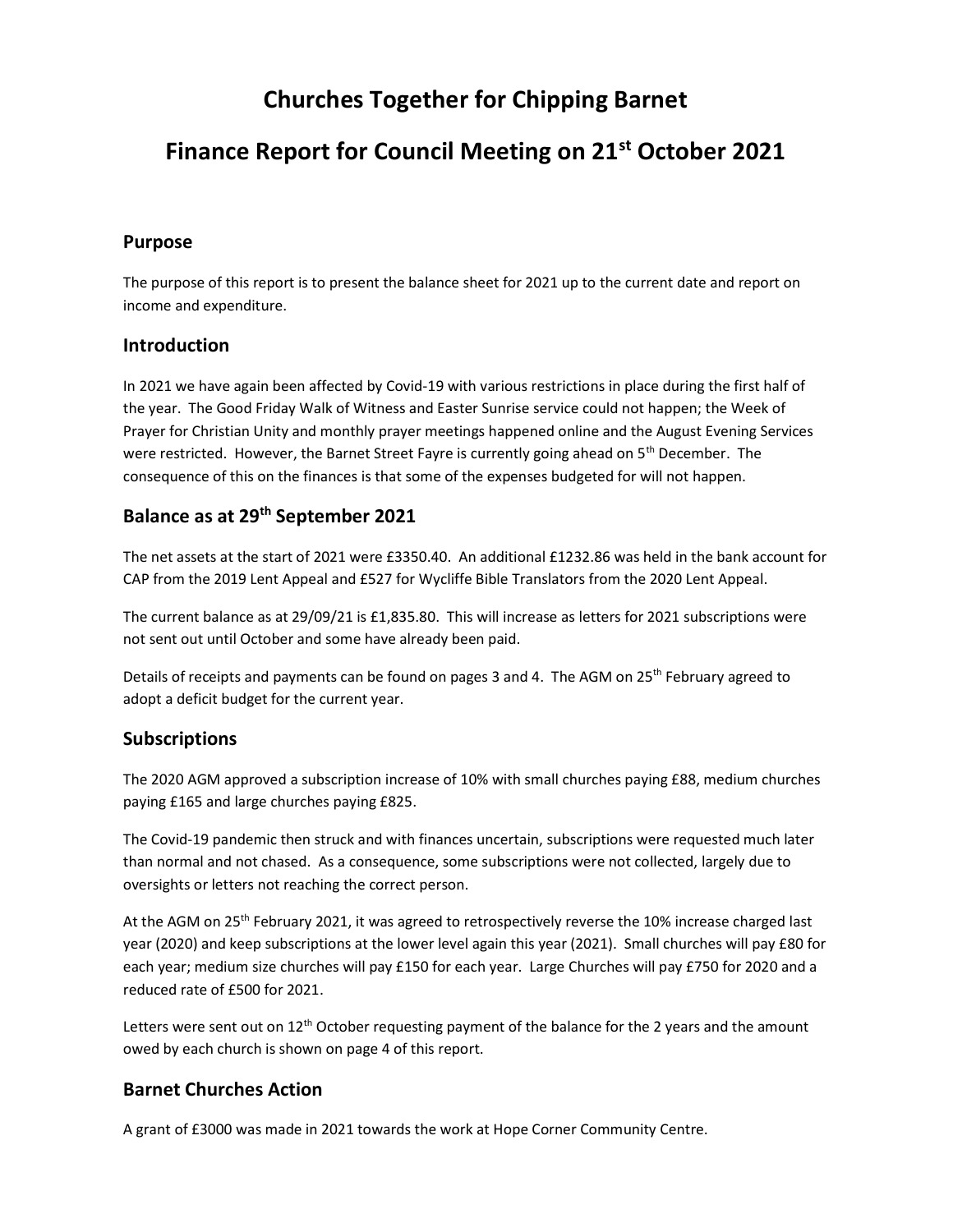# Churches Together for Chipping Barnet

# Finance Report for Council Meeting on 21st October 2021

## Purpose

The purpose of this report is to present the balance sheet for 2021 up to the current date and report on income and expenditure.

## Introduction

In 2021 we have again been affected by Covid-19 with various restrictions in place during the first half of the year. The Good Friday Walk of Witness and Easter Sunrise service could not happen; the Week of Prayer for Christian Unity and monthly prayer meetings happened online and the August Evening Services were restricted. However, the Barnet Street Fayre is currently going ahead on 5th December. The consequence of this on the finances is that some of the expenses budgeted for will not happen.

## Balance as at 29th September 2021

The net assets at the start of 2021 were £3350.40. An additional £1232.86 was held in the bank account for CAP from the 2019 Lent Appeal and £527 for Wycliffe Bible Translators from the 2020 Lent Appeal.

The current balance as at 29/09/21 is £1,835.80. This will increase as letters for 2021 subscriptions were not sent out until October and some have already been paid.

Details of receipts and payments can be found on pages 3 and 4. The AGM on 25th February agreed to adopt a deficit budget for the current year.

## Subscriptions

The 2020 AGM approved a subscription increase of 10% with small churches paying £88, medium churches paying £165 and large churches paying £825.

The Covid-19 pandemic then struck and with finances uncertain, subscriptions were requested much later than normal and not chased. As a consequence, some subscriptions were not collected, largely due to oversights or letters not reaching the correct person.

At the AGM on 25th February 2021, it was agreed to retrospectively reverse the 10% increase charged last year (2020) and keep subscriptions at the lower level again this year (2021). Small churches will pay £80 for each year; medium size churches will pay £150 for each year. Large Churches will pay £750 for 2020 and a reduced rate of £500 for 2021.

Letters were sent out on 12th October requesting payment of the balance for the 2 years and the amount owed by each church is shown on page 4 of this report.

## Barnet Churches Action

A grant of £3000 was made in 2021 towards the work at Hope Corner Community Centre.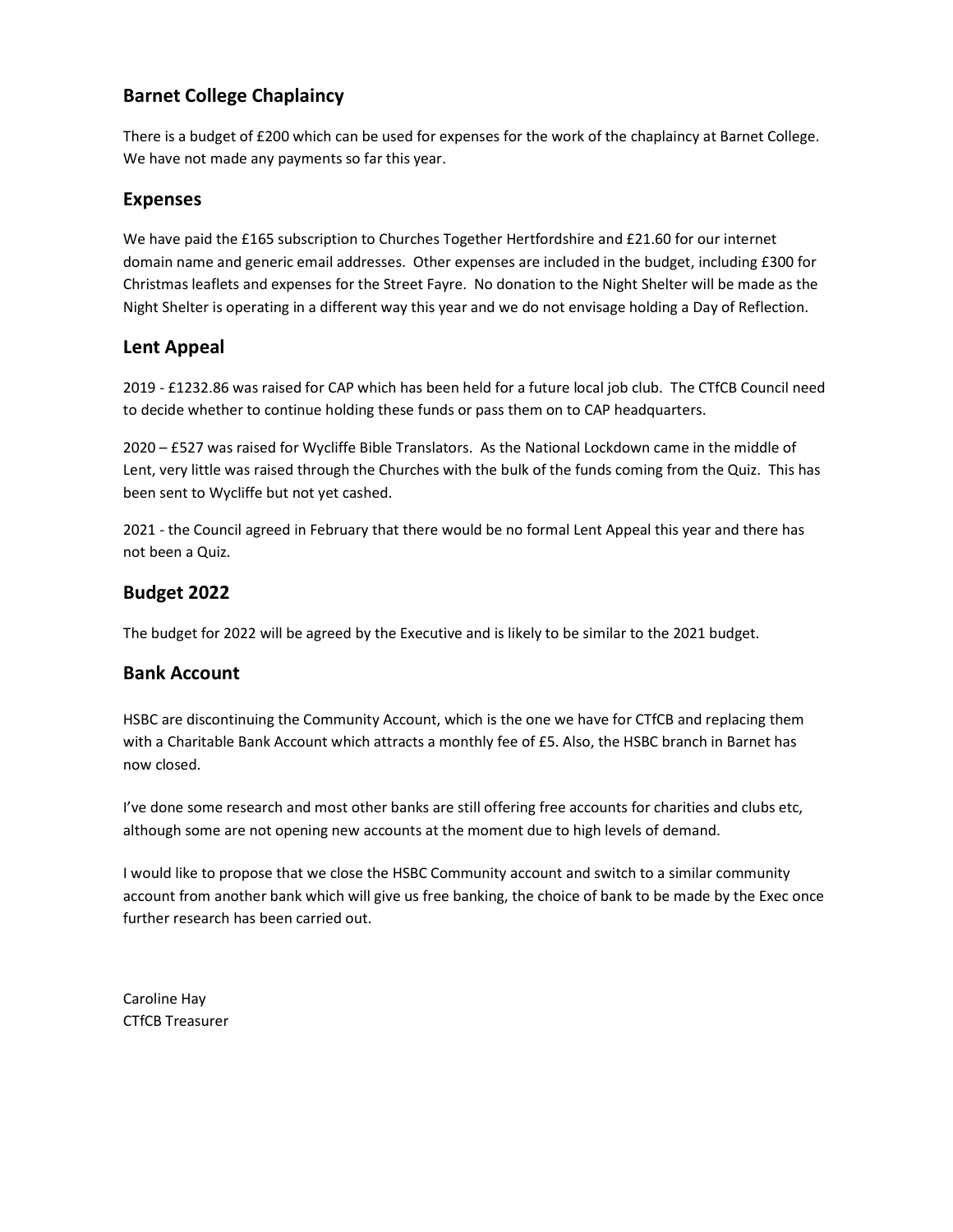## Barnet College Chaplaincy

There is a budget of £200 which can be used for expenses for the work of the chaplaincy at Barnet College. We have not made any payments so far this year.

## Expenses

We have paid the £165 subscription to Churches Together Hertfordshire and £21.60 for our internet domain name and generic email addresses. Other expenses are included in the budget, including £300 for Christmas leaflets and expenses for the Street Fayre. No donation to the Night Shelter will be made as the Night Shelter is operating in a different way this year and we do not envisage holding a Day of Reflection.

## Lent Appeal

2019 - £1232.86 was raised for CAP which has been held for a future local job club. The CTfCB Council need to decide whether to continue holding these funds or pass them on to CAP headquarters.

2020 – £527 was raised for Wycliffe Bible Translators. As the National Lockdown came in the middle of Lent, very little was raised through the Churches with the bulk of the funds coming from the Quiz. This has been sent to Wycliffe but not yet cashed.

2021 - the Council agreed in February that there would be no formal Lent Appeal this year and there has not been a Quiz.

## Budget 2022

The budget for 2022 will be agreed by the Executive and is likely to be similar to the 2021 budget.

## Bank Account

HSBC are discontinuing the Community Account, which is the one we have for CTfCB and replacing them with a Charitable Bank Account which attracts a monthly fee of £5. Also, the HSBC branch in Barnet has now closed.

I've done some research and most other banks are still offering free accounts for charities and clubs etc, although some are not opening new accounts at the moment due to high levels of demand.

I would like to propose that we close the HSBC Community account and switch to a similar community account from another bank which will give us free banking, the choice of bank to be made by the Exec once further research has been carried out.

Caroline Hay
CTfCB Treasurer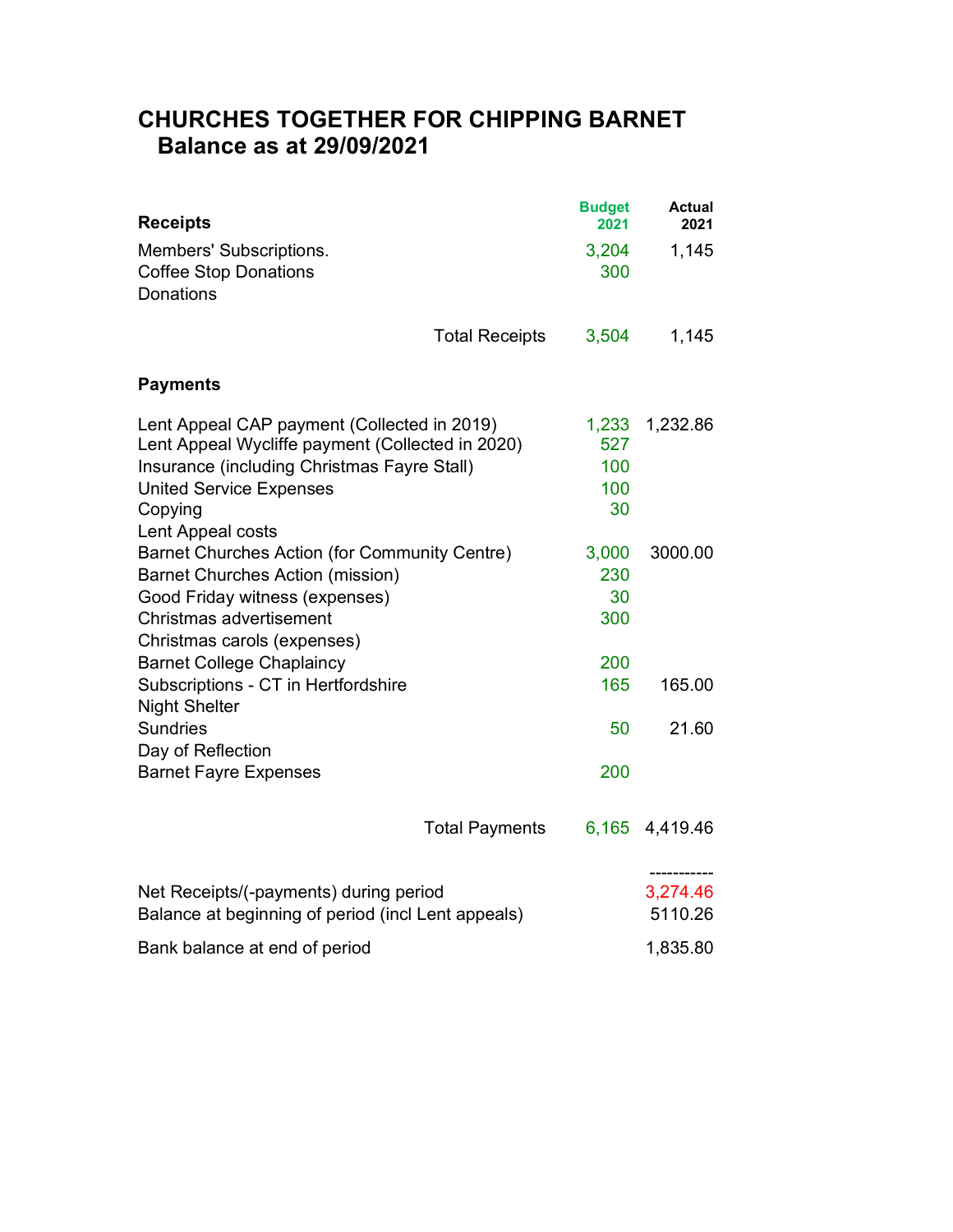# CHURCHES TOGETHER FOR CHIPPING BARNET
## Balance as at 29/09/2021

| Receipts | Budget 2021 | Actual 2021 |
|---|---|---|
| Members' Subscriptions. | 3,204 | 1,145 |
| Coffee Stop Donations | 300 | |
| Donations | | |
| Total Receipts | 3,504 | 1,145 |

| Payments | Budget 2021 | Actual 2021 |
|---|---|---|
| Lent Appeal CAP payment (Collected in 2019) | 1,233 | 1,232.86 |
| Lent Appeal Wycliffe payment (Collected in 2020) | 527 | |
| Insurance (including Christmas Fayre Stall) | 100 | |
| United Service Expenses | 100 | |
| Copying | 30 | |
| Lent Appeal costs | | |
| Barnet Churches Action (for Community Centre) | 3,000 | 3000.00 |
| Barnet Churches Action (mission) | 230 | |
| Good Friday witness (expenses) | 30 | |
| Christmas advertisement | 300 | |
| Christmas carols (expenses) | | |
| Barnet College Chaplaincy | 200 | |
| Subscriptions - CT in Hertfordshire | 165 | 165.00 |
| Night Shelter | | |
| Sundries | 50 | 21.60 |
| Day of Reflection | | |
| Barnet Fayre Expenses | 200 | |
| Total Payments | 6,165 | 4,419.46 |

| | |
|---|---|
| Net Receipts/(-payments) during period | 3,274.46 |
| Balance at beginning of period (incl Lent appeals) | 5110.26 |
| Bank balance at end of period | 1,835.80 |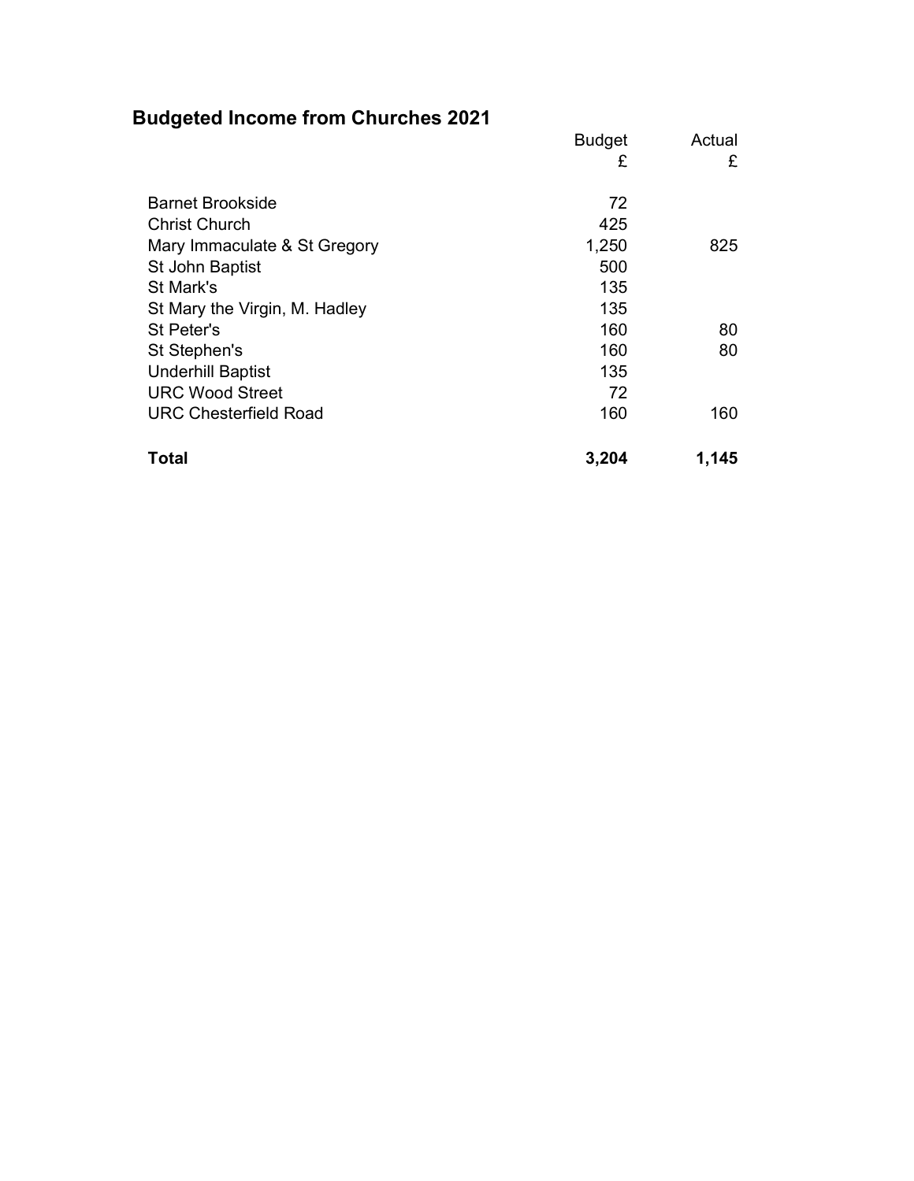## Budgeted Income from Churches 2021

| | Budget £ | Actual £ |
|---|---|---|
| Barnet Brookside | 72 | |
| Christ Church | 425 | |
| Mary Immaculate & St Gregory | 1,250 | 825 |
| St John Baptist | 500 | |
| St Mark's | 135 | |
| St Mary the Virgin, M. Hadley | 135 | |
| St Peter's | 160 | 80 |
| St Stephen's | 160 | 80 |
| Underhill Baptist | 135 | |
| URC Wood Street | 72 | |
| URC Chesterfield Road | 160 | 160 |
| **Total** | **3,204** | **1,145** |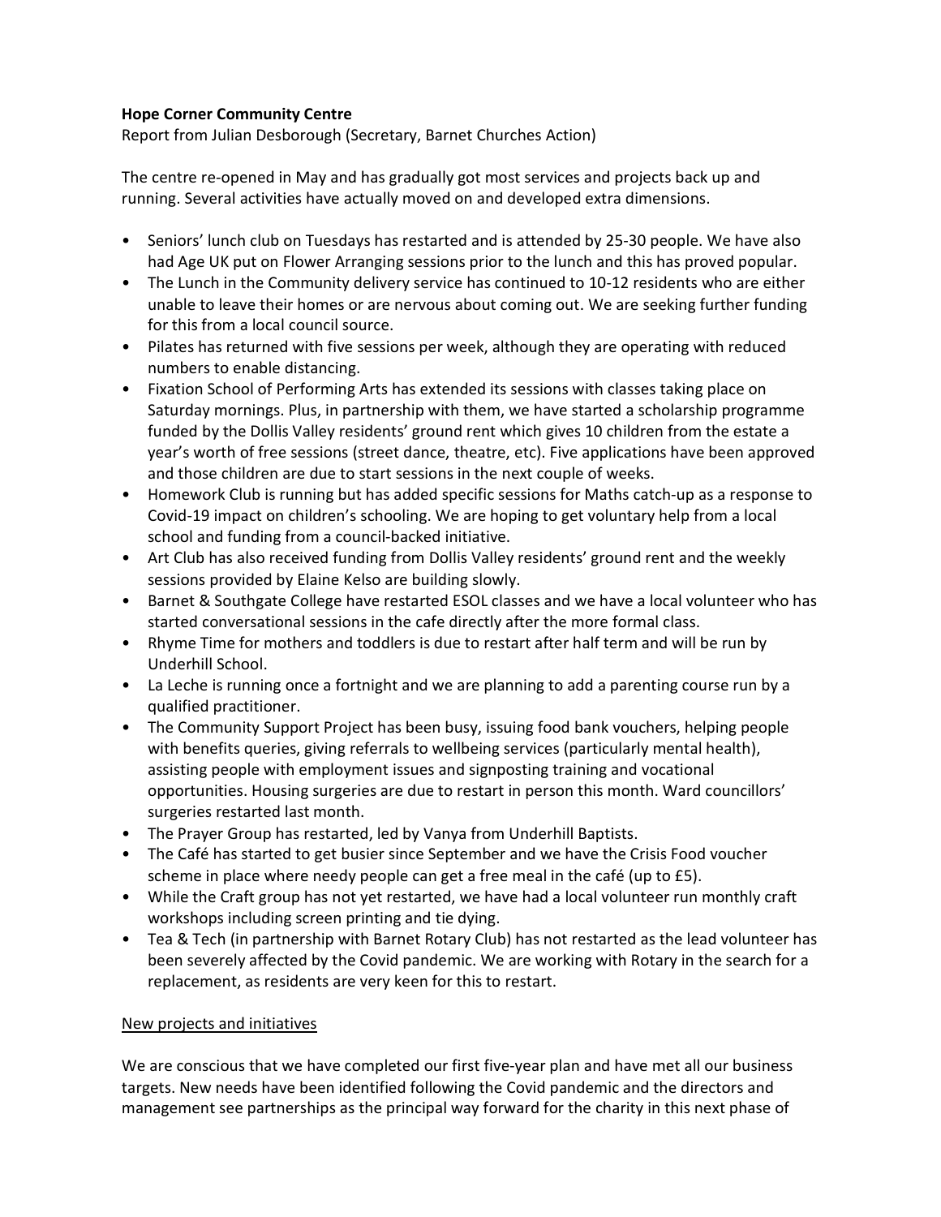**Hope Corner Community Centre**

Report from Julian Desborough (Secretary, Barnet Churches Action)

The centre re-opened in May and has gradually got most services and projects back up and running. Several activities have actually moved on and developed extra dimensions.

- Seniors' lunch club on Tuesdays has restarted and is attended by 25-30 people. We have also had Age UK put on Flower Arranging sessions prior to the lunch and this has proved popular.
- The Lunch in the Community delivery service has continued to 10-12 residents who are either unable to leave their homes or are nervous about coming out. We are seeking further funding for this from a local council source.
- Pilates has returned with five sessions per week, although they are operating with reduced numbers to enable distancing.
- Fixation School of Performing Arts has extended its sessions with classes taking place on Saturday mornings. Plus, in partnership with them, we have started a scholarship programme funded by the Dollis Valley residents' ground rent which gives 10 children from the estate a year's worth of free sessions (street dance, theatre, etc). Five applications have been approved and those children are due to start sessions in the next couple of weeks.
- Homework Club is running but has added specific sessions for Maths catch-up as a response to Covid-19 impact on children's schooling. We are hoping to get voluntary help from a local school and funding from a council-backed initiative.
- Art Club has also received funding from Dollis Valley residents' ground rent and the weekly sessions provided by Elaine Kelso are building slowly.
- Barnet & Southgate College have restarted ESOL classes and we have a local volunteer who has started conversational sessions in the cafe directly after the more formal class.
- Rhyme Time for mothers and toddlers is due to restart after half term and will be run by Underhill School.
- La Leche is running once a fortnight and we are planning to add a parenting course run by a qualified practitioner.
- The Community Support Project has been busy, issuing food bank vouchers, helping people with benefits queries, giving referrals to wellbeing services (particularly mental health), assisting people with employment issues and signposting training and vocational opportunities. Housing surgeries are due to restart in person this month. Ward councillors' surgeries restarted last month.
- The Prayer Group has restarted, led by Vanya from Underhill Baptists.
- The Café has started to get busier since September and we have the Crisis Food voucher scheme in place where needy people can get a free meal in the café (up to £5).
- While the Craft group has not yet restarted, we have had a local volunteer run monthly craft workshops including screen printing and tie dying.
- Tea & Tech (in partnership with Barnet Rotary Club) has not restarted as the lead volunteer has been severely affected by the Covid pandemic. We are working with Rotary in the search for a replacement, as residents are very keen for this to restart.

<u>New projects and initiatives</u>

We are conscious that we have completed our first five-year plan and have met all our business targets. New needs have been identified following the Covid pandemic and the directors and management see partnerships as the principal way forward for the charity in this next phase of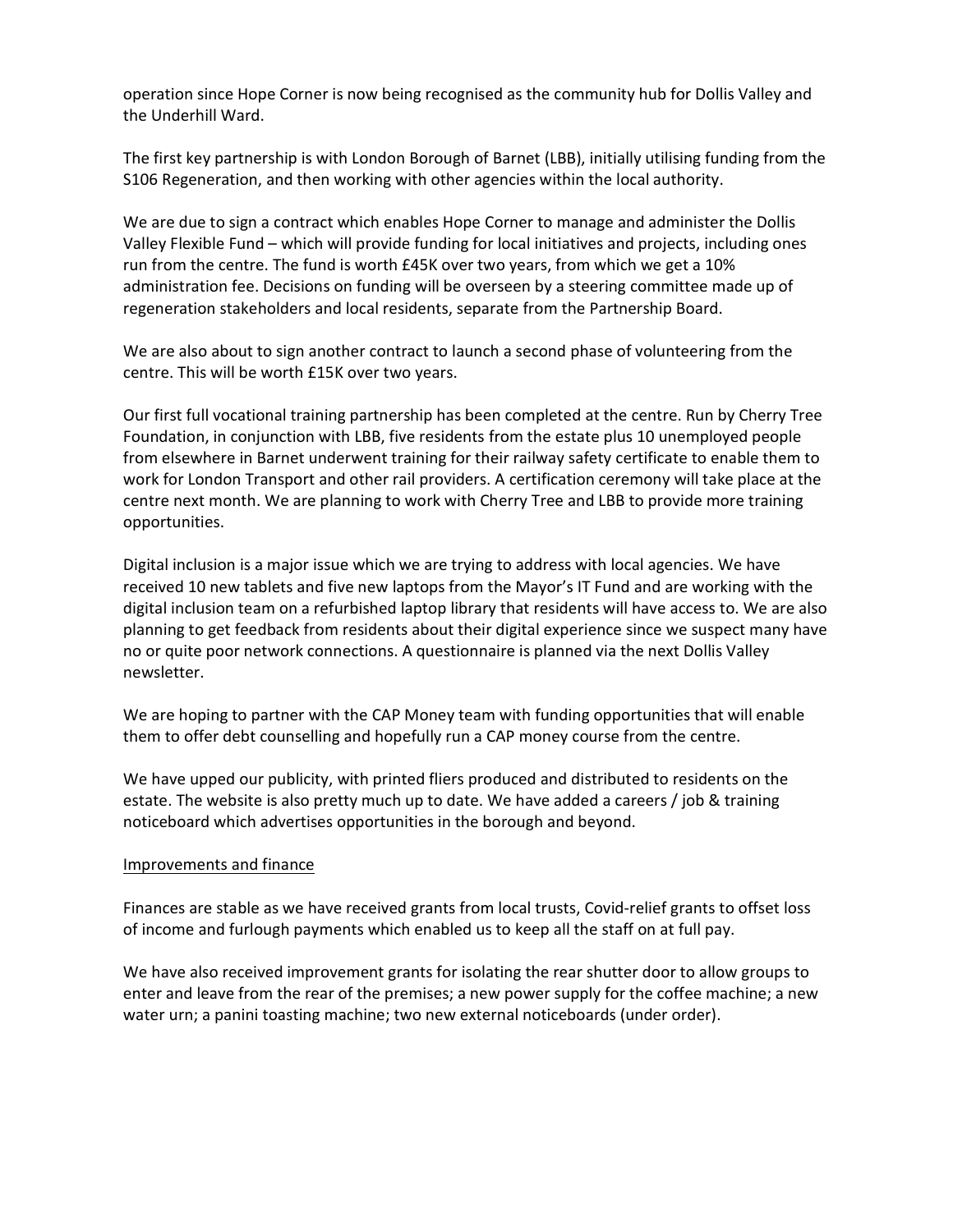operation since Hope Corner is now being recognised as the community hub for Dollis Valley and the Underhill Ward.

The first key partnership is with London Borough of Barnet (LBB), initially utilising funding from the S106 Regeneration, and then working with other agencies within the local authority.

We are due to sign a contract which enables Hope Corner to manage and administer the Dollis Valley Flexible Fund – which will provide funding for local initiatives and projects, including ones run from the centre. The fund is worth £45K over two years, from which we get a 10% administration fee. Decisions on funding will be overseen by a steering committee made up of regeneration stakeholders and local residents, separate from the Partnership Board.

We are also about to sign another contract to launch a second phase of volunteering from the centre. This will be worth £15K over two years.

Our first full vocational training partnership has been completed at the centre. Run by Cherry Tree Foundation, in conjunction with LBB, five residents from the estate plus 10 unemployed people from elsewhere in Barnet underwent training for their railway safety certificate to enable them to work for London Transport and other rail providers. A certification ceremony will take place at the centre next month. We are planning to work with Cherry Tree and LBB to provide more training opportunities.

Digital inclusion is a major issue which we are trying to address with local agencies. We have received 10 new tablets and five new laptops from the Mayor's IT Fund and are working with the digital inclusion team on a refurbished laptop library that residents will have access to. We are also planning to get feedback from residents about their digital experience since we suspect many have no or quite poor network connections. A questionnaire is planned via the next Dollis Valley newsletter.

We are hoping to partner with the CAP Money team with funding opportunities that will enable them to offer debt counselling and hopefully run a CAP money course from the centre.

We have upped our publicity, with printed fliers produced and distributed to residents on the estate. The website is also pretty much up to date. We have added a careers / job & training noticeboard which advertises opportunities in the borough and beyond.

<u>Improvements and finance</u>

Finances are stable as we have received grants from local trusts, Covid-relief grants to offset loss of income and furlough payments which enabled us to keep all the staff on at full pay.

We have also received improvement grants for isolating the rear shutter door to allow groups to enter and leave from the rear of the premises; a new power supply for the coffee machine; a new water urn; a panini toasting machine; two new external noticeboards (under order).